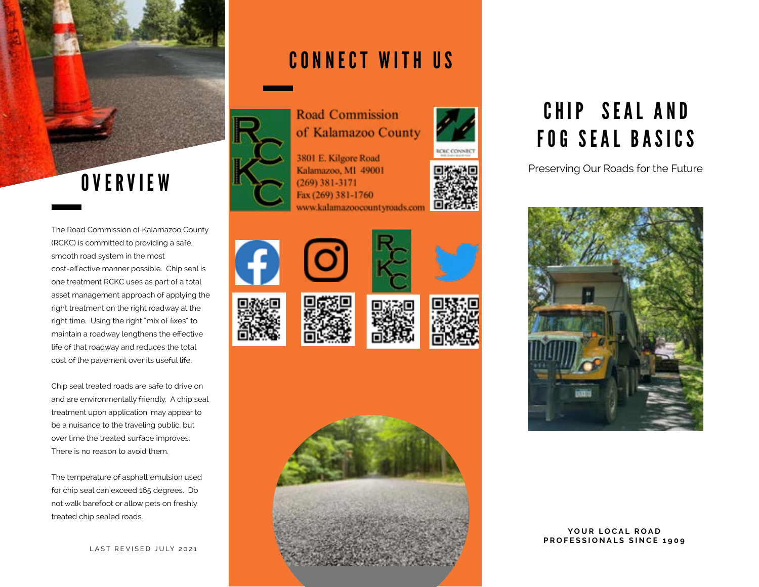## OVERVIEW

The Road Commission of Kalamazoo County (RCKC) is committed to providing a safe, smooth road system in the most cost-effective manner possible. Chip seal is one treatment RCKC uses as part of a total asset management approach of applying the right treatment on the right roadway at the right time. Using the right "mix of fixes" to maintain a roadway lengthens the effective life of that roadway and reduces the total cost of the pavement over its useful life.

Chip seal treated roads are safe to drive on and are environmentally friendly. A chip seal treatment upon application, may appear to be a nuisance to the traveling public, but over time the treated surface improves. There is no reason to avoid them.

The temperature of asphalt emulsion used for chip seal can exceed 165 degrees. Do not walk barefoot or allow pets on freshly treated chip sealed roads.

LAST REVISED JULY 2021

## CONNECT WITH US

Road Commission of Kalamazoo County

3801 E. Kilgore Road
Kalamazoo, MI 49001
(269) 381-3171
Fax (269) 381-1760
www.kalamazoocountyroads.com

RCKC CONNECT

# CHIP SEAL AND FOG SEAL BASICS

Preserving Our Roads for the Future

**YOUR LOCAL ROAD PROFESSIONALS SINCE 1909**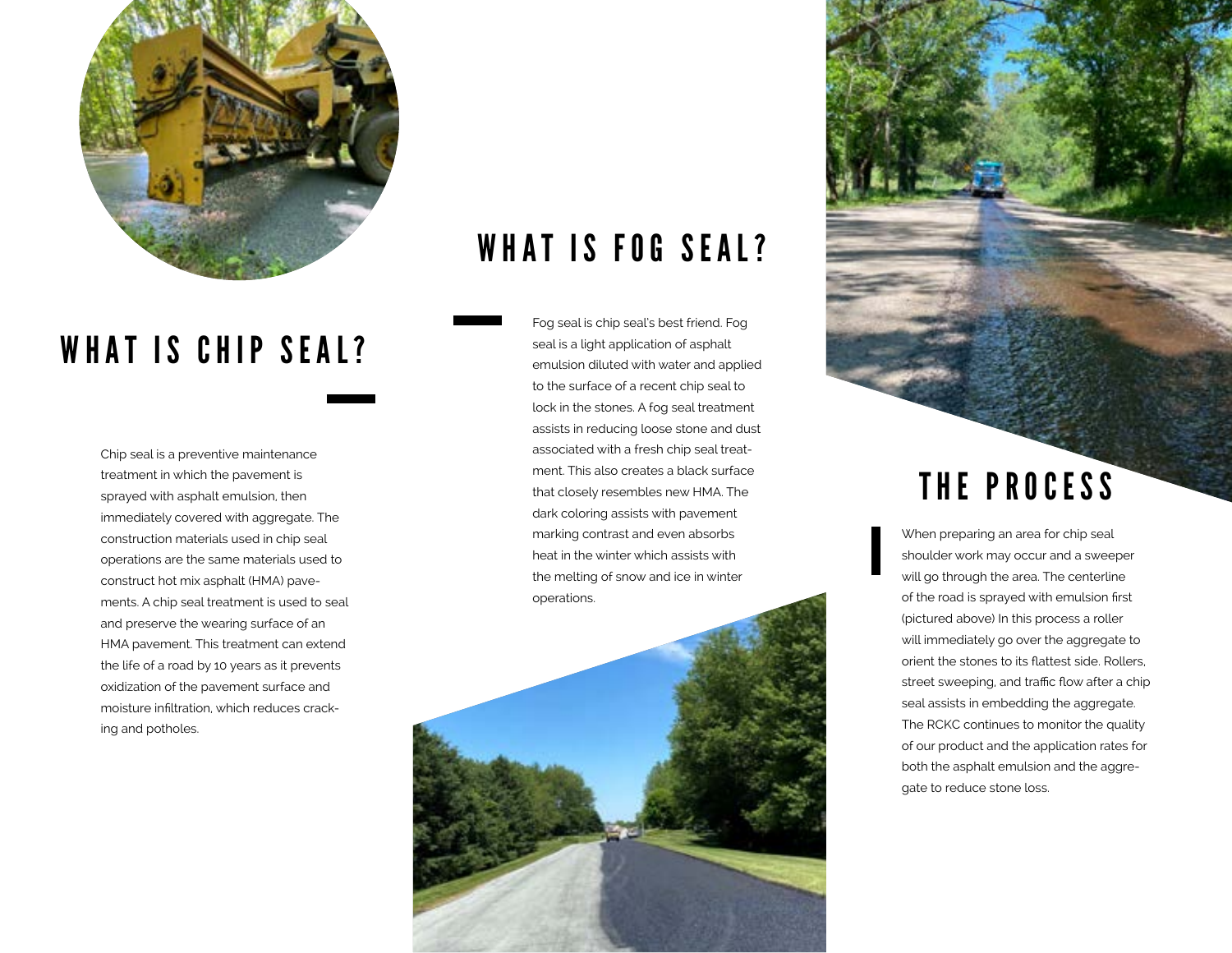## WHAT IS CHIP SEAL?

Chip seal is a preventive maintenance treatment in which the pavement is sprayed with asphalt emulsion, then immediately covered with aggregate. The construction materials used in chip seal operations are the same materials used to construct hot mix asphalt (HMA) pavements. A chip seal treatment is used to seal and preserve the wearing surface of an HMA pavement. This treatment can extend the life of a road by 10 years as it prevents oxidization of the pavement surface and moisture infiltration, which reduces cracking and potholes.

## WHAT IS FOG SEAL?

Fog seal is chip seal's best friend. Fog seal is a light application of asphalt emulsion diluted with water and applied to the surface of a recent chip seal to lock in the stones. A fog seal treatment assists in reducing loose stone and dust associated with a fresh chip seal treatment. This also creates a black surface that closely resembles new HMA. The dark coloring assists with pavement marking contrast and even absorbs heat in the winter which assists with the melting of snow and ice in winter operations.

## THE PROCESS

When preparing an area for chip seal shoulder work may occur and a sweeper will go through the area. The centerline of the road is sprayed with emulsion first (pictured above) In this process a roller will immediately go over the aggregate to orient the stones to its flattest side. Rollers, street sweeping, and traffic flow after a chip seal assists in embedding the aggregate. The RCKC continues to monitor the quality of our product and the application rates for both the asphalt emulsion and the aggregate to reduce stone loss.